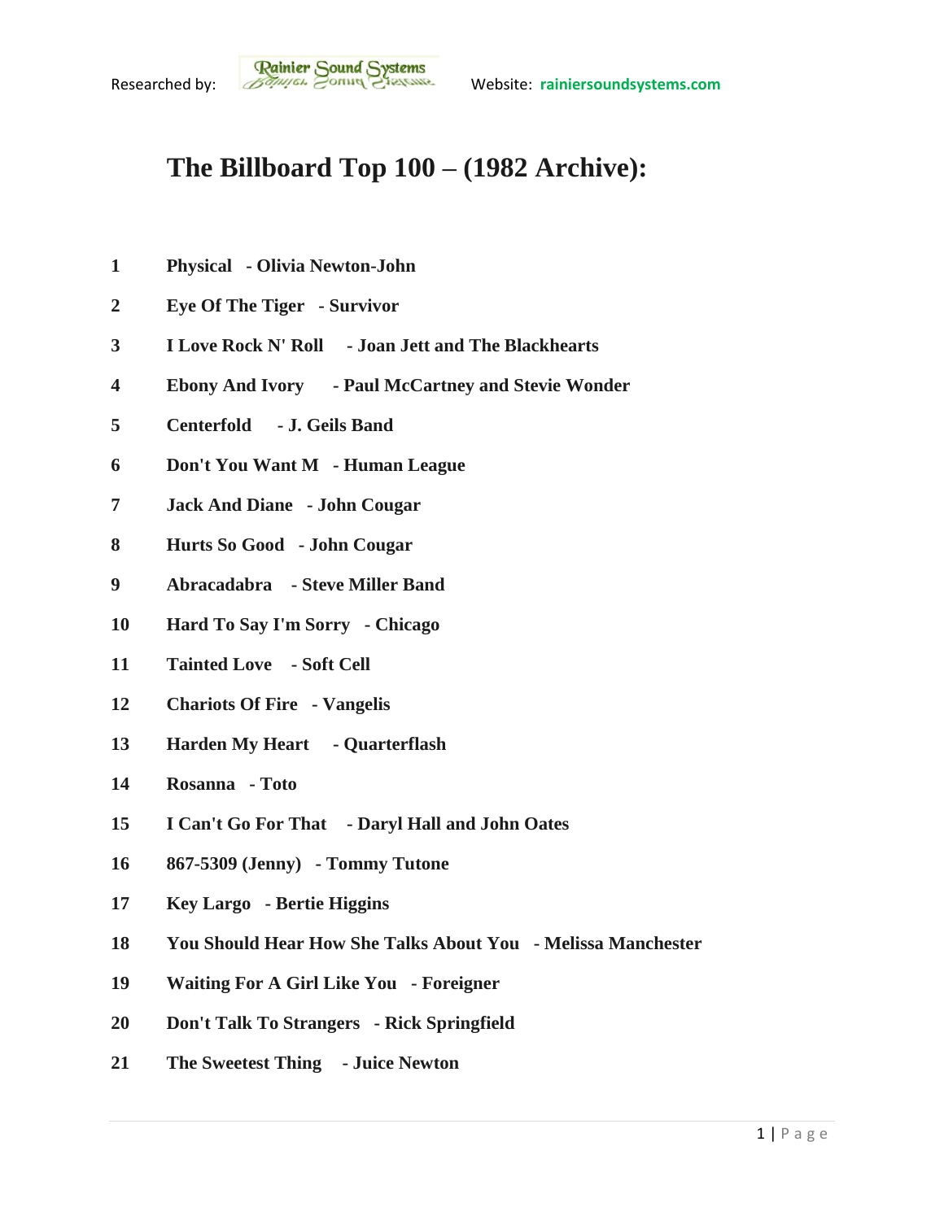Researched by: Rainier Sound Systems Website: rainiersoundsystems.com

# The Billboard Top 100 – (1982 Archive):

| | |
|---|---|
| 1 | **Physical - Olivia Newton-John** |
| 2 | **Eye Of The Tiger - Survivor** |
| 3 | **I Love Rock N' Roll - Joan Jett and The Blackhearts** |
| 4 | **Ebony And Ivory - Paul McCartney and Stevie Wonder** |
| 5 | **Centerfold - J. Geils Band** |
| 6 | **Don't You Want M - Human League** |
| 7 | **Jack And Diane - John Cougar** |
| 8 | **Hurts So Good - John Cougar** |
| 9 | **Abracadabra - Steve Miller Band** |
| 10 | **Hard To Say I'm Sorry - Chicago** |
| 11 | **Tainted Love - Soft Cell** |
| 12 | **Chariots Of Fire - Vangelis** |
| 13 | **Harden My Heart - Quarterflash** |
| 14 | **Rosanna - Toto** |
| 15 | **I Can't Go For That - Daryl Hall and John Oates** |
| 16 | **867-5309 (Jenny) - Tommy Tutone** |
| 17 | **Key Largo - Bertie Higgins** |
| 18 | **You Should Hear How She Talks About You - Melissa Manchester** |
| 19 | **Waiting For A Girl Like You - Foreigner** |
| 20 | **Don't Talk To Strangers - Rick Springfield** |
| 21 | **The Sweetest Thing - Juice Newton** |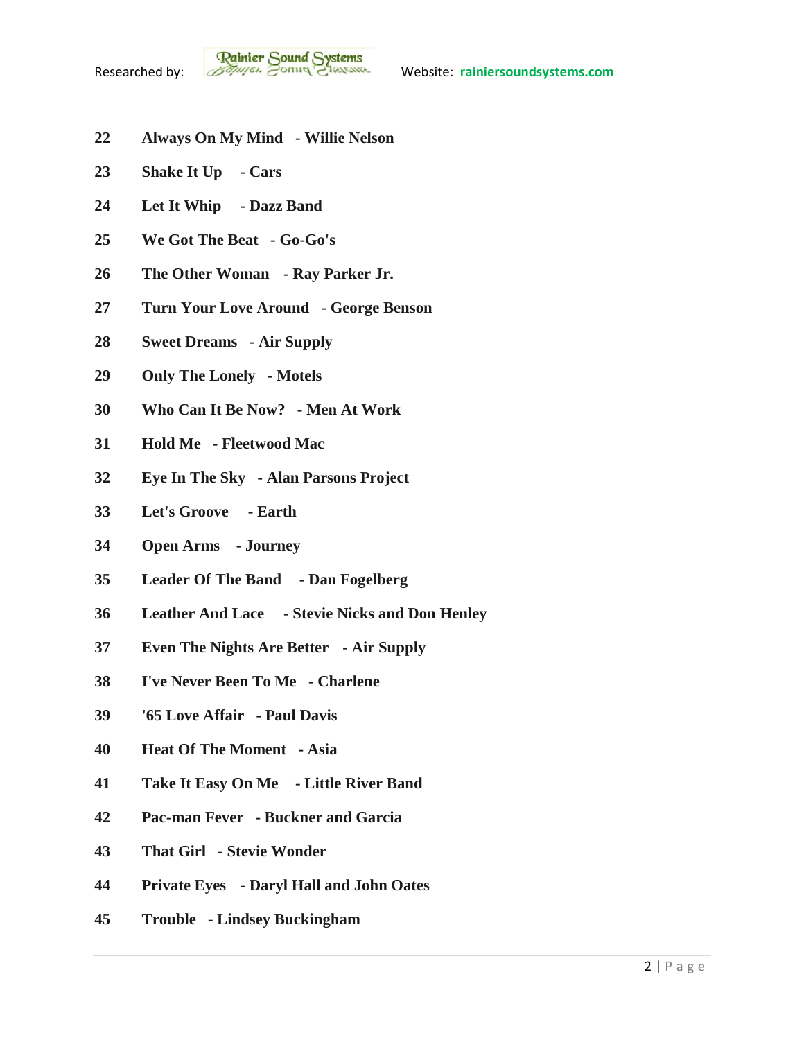**22 Always On My Mind - Willie Nelson**

**23 Shake It Up - Cars**

**24 Let It Whip - Dazz Band**

**25 We Got The Beat - Go-Go's**

**26 The Other Woman - Ray Parker Jr.**

**27 Turn Your Love Around - George Benson**

**28 Sweet Dreams - Air Supply**

**29 Only The Lonely - Motels**

**30 Who Can It Be Now? - Men At Work**

**31 Hold Me - Fleetwood Mac**

**32 Eye In The Sky - Alan Parsons Project**

**33 Let's Groove - Earth**

**34 Open Arms - Journey**

**35 Leader Of The Band - Dan Fogelberg**

**36 Leather And Lace - Stevie Nicks and Don Henley**

**37 Even The Nights Are Better - Air Supply**

**38 I've Never Been To Me - Charlene**

**39 '65 Love Affair - Paul Davis**

**40 Heat Of The Moment - Asia**

**41 Take It Easy On Me - Little River Band**

**42 Pac-man Fever - Buckner and Garcia**

**43 That Girl - Stevie Wonder**

**44 Private Eyes - Daryl Hall and John Oates**

**45 Trouble - Lindsey Buckingham**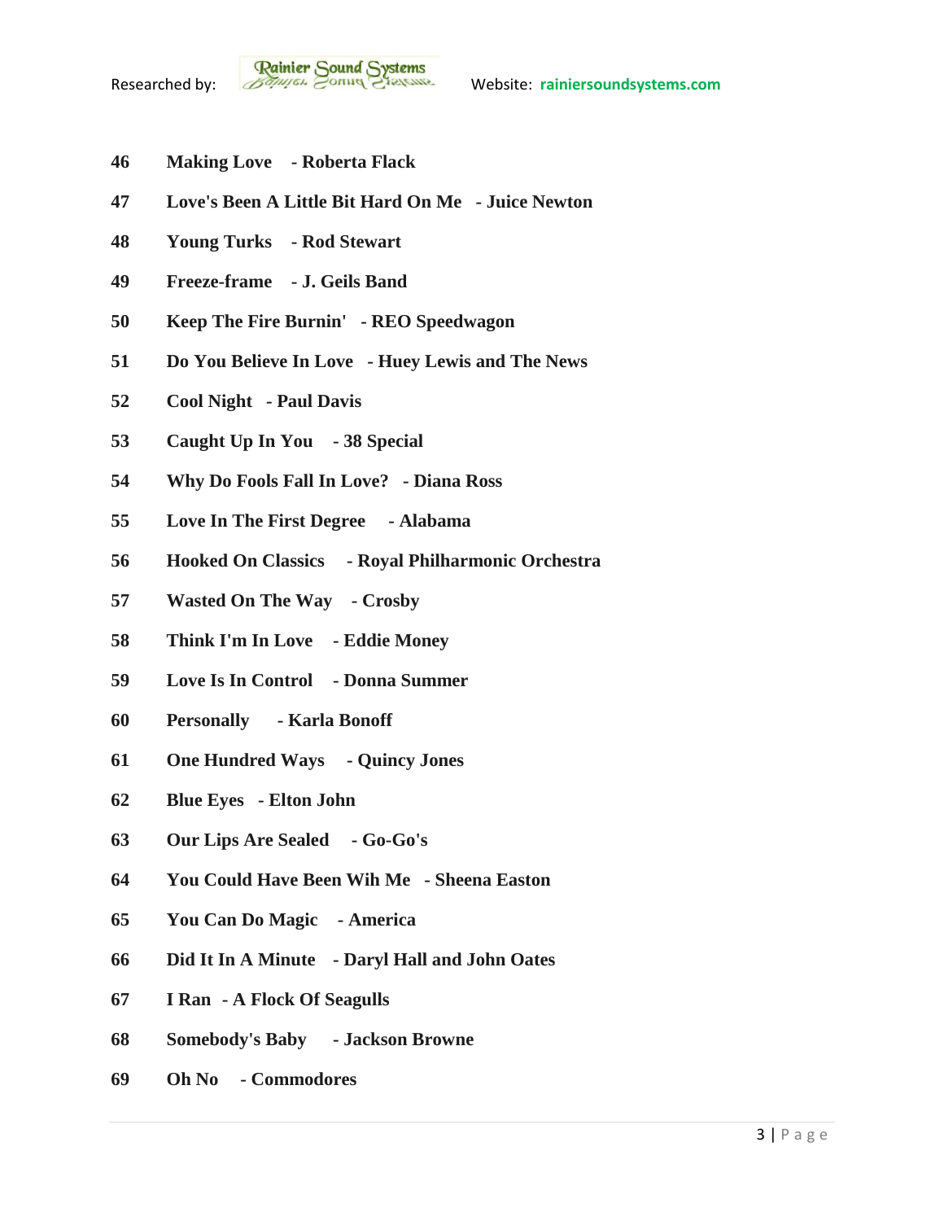46 **Making Love - Roberta Flack**

47 **Love's Been A Little Bit Hard On Me - Juice Newton**

48 **Young Turks - Rod Stewart**

49 **Freeze-frame - J. Geils Band**

50 **Keep The Fire Burnin' - REO Speedwagon**

51 **Do You Believe In Love - Huey Lewis and The News**

52 **Cool Night - Paul Davis**

53 **Caught Up In You - 38 Special**

54 **Why Do Fools Fall In Love? - Diana Ross**

55 **Love In The First Degree - Alabama**

56 **Hooked On Classics - Royal Philharmonic Orchestra**

57 **Wasted On The Way - Crosby**

58 **Think I'm In Love - Eddie Money**

59 **Love Is In Control - Donna Summer**

60 **Personally - Karla Bonoff**

61 **One Hundred Ways - Quincy Jones**

62 **Blue Eyes - Elton John**

63 **Our Lips Are Sealed - Go-Go's**

64 **You Could Have Been Wih Me - Sheena Easton**

65 **You Can Do Magic - America**

66 **Did It In A Minute - Daryl Hall and John Oates**

67 **I Ran - A Flock Of Seagulls**

68 **Somebody's Baby - Jackson Browne**

69 **Oh No - Commodores**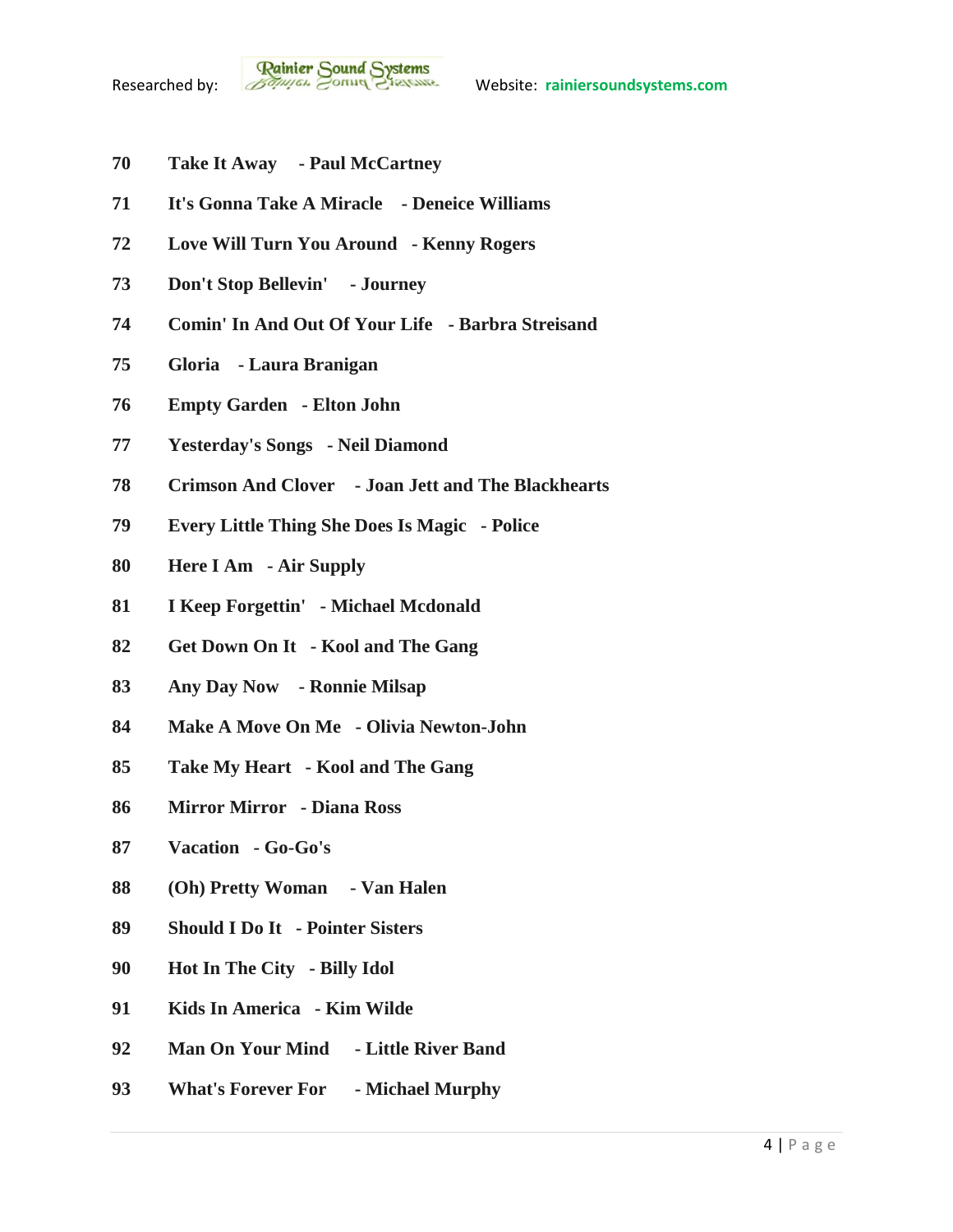**70 Take It Away - Paul McCartney**

**71 It's Gonna Take A Miracle - Deneice Williams**

**72 Love Will Turn You Around - Kenny Rogers**

**73 Don't Stop Bellevin' - Journey**

**74 Comin' In And Out Of Your Life - Barbra Streisand**

**75 Gloria - Laura Branigan**

**76 Empty Garden - Elton John**

**77 Yesterday's Songs - Neil Diamond**

**78 Crimson And Clover - Joan Jett and The Blackhearts**

**79 Every Little Thing She Does Is Magic - Police**

**80 Here I Am - Air Supply**

**81 I Keep Forgettin' - Michael Mcdonald**

**82 Get Down On It - Kool and The Gang**

**83 Any Day Now - Ronnie Milsap**

**84 Make A Move On Me - Olivia Newton-John**

**85 Take My Heart - Kool and The Gang**

**86 Mirror Mirror - Diana Ross**

**87 Vacation - Go-Go's**

**88 (Oh) Pretty Woman - Van Halen**

**89 Should I Do It - Pointer Sisters**

**90 Hot In The City - Billy Idol**

**91 Kids In America - Kim Wilde**

**92 Man On Your Mind - Little River Band**

**93 What's Forever For - Michael Murphy**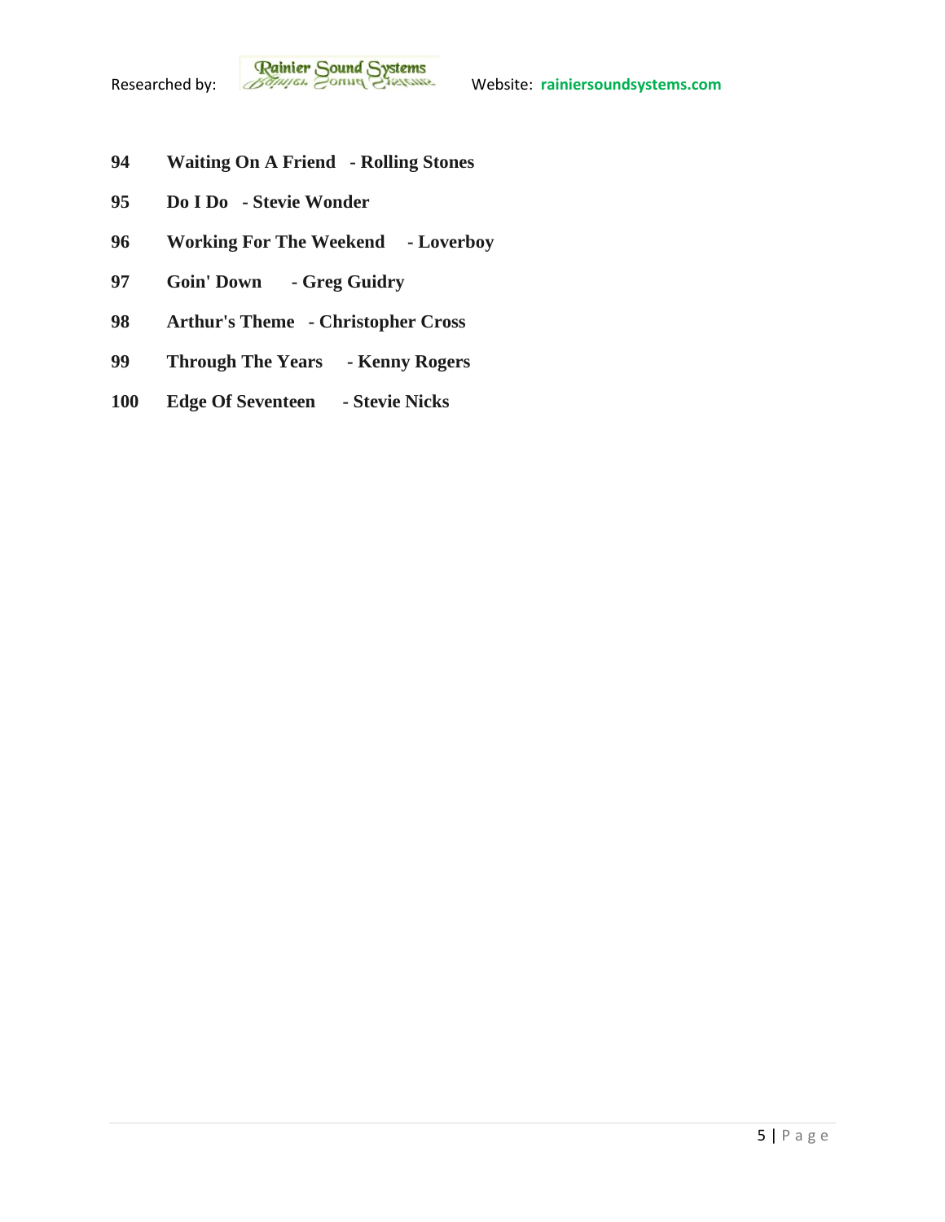**94 Waiting On A Friend - Rolling Stones**

**95 Do I Do - Stevie Wonder**

**96 Working For The Weekend - Loverboy**

**97 Goin' Down - Greg Guidry**

**98 Arthur's Theme - Christopher Cross**

**99 Through The Years - Kenny Rogers**

**100 Edge Of Seventeen - Stevie Nicks**